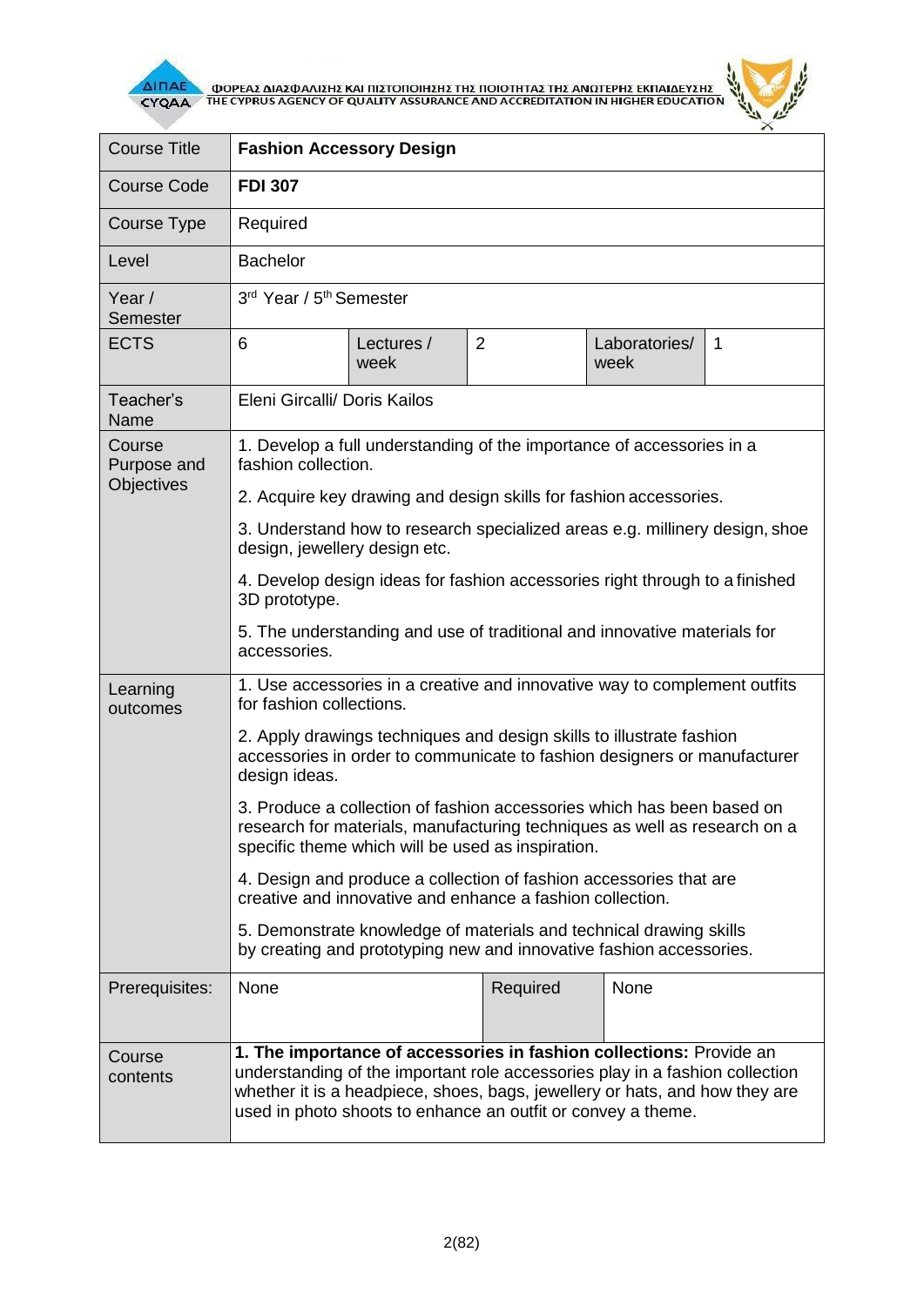| Course Title | **Fashion Accessory Design** | | | | |
|---|---|---|---|---|---|
| Course Code | **FDI 307** | | | | |
| Course Type | Required | | | | |
| Level | Bachelor | | | | |
| Year / Semester | 3rd Year / 5th Semester | | | | |
| ECTS | 6 | Lectures / week | 2 | Laboratories/ week | 1 |
| Teacher's Name | Eleni Gircalli/ Doris Kailos | | | | |
| Course Purpose and Objectives | 1. Develop a full understanding of the importance of accessories in a fashion collection.<br>2. Acquire key drawing and design skills for fashion accessories.<br>3. Understand how to research specialized areas e.g. millinery design, shoe design, jewellery design etc.<br>4. Develop design ideas for fashion accessories right through to a finished 3D prototype.<br>5. The understanding and use of traditional and innovative materials for accessories. | | | | |
| Learning outcomes | 1. Use accessories in a creative and innovative way to complement outfits for fashion collections.<br>2. Apply drawings techniques and design skills to illustrate fashion accessories in order to communicate to fashion designers or manufacturer design ideas.<br>3. Produce a collection of fashion accessories which has been based on research for materials, manufacturing techniques as well as research on a specific theme which will be used as inspiration.<br>4. Design and produce a collection of fashion accessories that are creative and innovative and enhance a fashion collection.<br>5. Demonstrate knowledge of materials and technical drawing skills by creating and prototyping new and innovative fashion accessories. | | | | |
| Prerequisites: | None | | Required | None | |
| Course contents | **1. The importance of accessories in fashion collections:** Provide an understanding of the important role accessories play in a fashion collection whether it is a headpiece, shoes, bags, jewellery or hats, and how they are used in photo shoots to enhance an outfit or convey a theme. | | | | |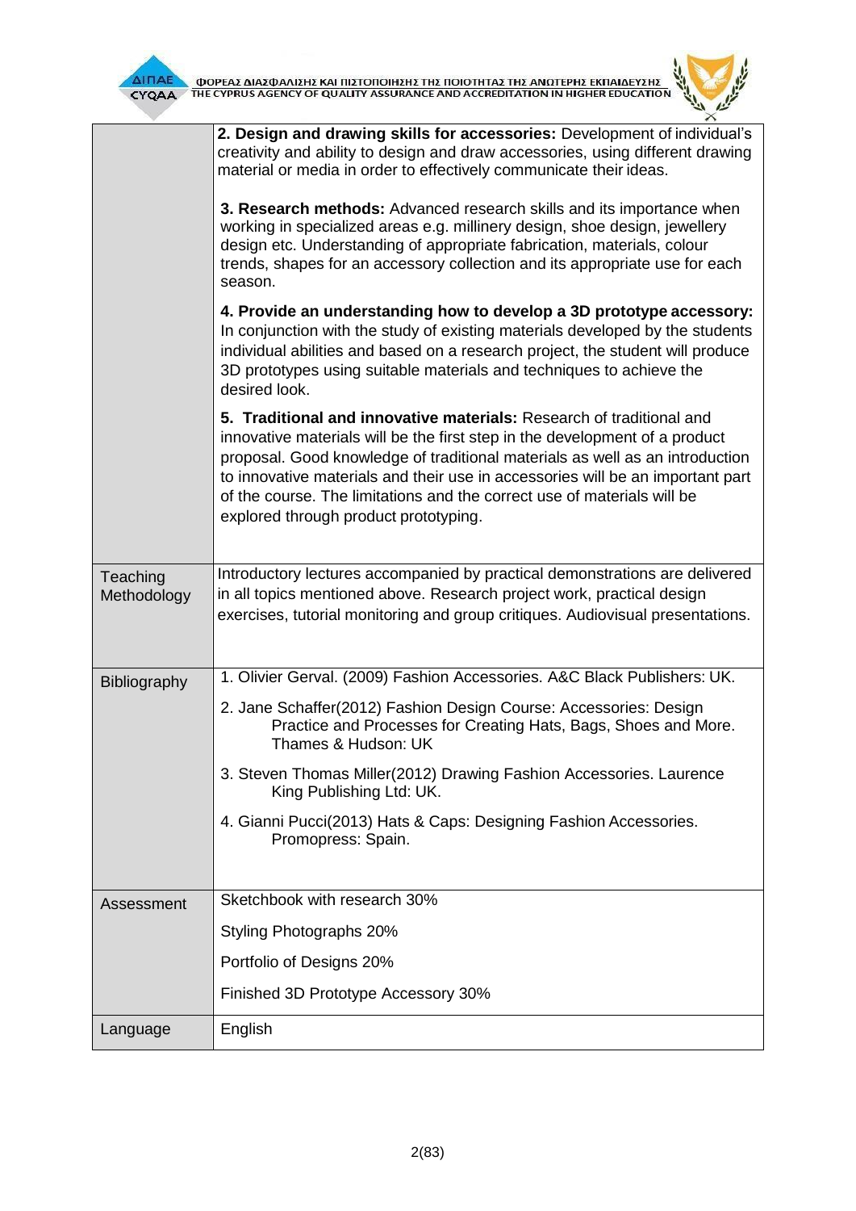| | |
|---|---|
| | **2. Design and drawing skills for accessories:** Development of individual's creativity and ability to design and draw accessories, using different drawing material or media in order to effectively communicate their ideas.<br><br>**3. Research methods:** Advanced research skills and its importance when working in specialized areas e.g. millinery design, shoe design, jewellery design etc. Understanding of appropriate fabrication, materials, colour trends, shapes for an accessory collection and its appropriate use for each season.<br><br>**4. Provide an understanding how to develop a 3D prototype accessory:** In conjunction with the study of existing materials developed by the students individual abilities and based on a research project, the student will produce 3D prototypes using suitable materials and techniques to achieve the desired look.<br><br>**5. Traditional and innovative materials:** Research of traditional and innovative materials will be the first step in the development of a product proposal. Good knowledge of traditional materials as well as an introduction to innovative materials and their use in accessories will be an important part of the course. The limitations and the correct use of materials will be explored through product prototyping. |
| Teaching Methodology | Introductory lectures accompanied by practical demonstrations are delivered in all topics mentioned above. Research project work, practical design exercises, tutorial monitoring and group critiques. Audiovisual presentations. |
| Bibliography | 1. Olivier Gerval. (2009) Fashion Accessories. A&C Black Publishers: UK.<br><br>2. Jane Schaffer(2012) Fashion Design Course: Accessories: Design Practice and Processes for Creating Hats, Bags, Shoes and More. Thames & Hudson: UK<br><br>3. Steven Thomas Miller(2012) Drawing Fashion Accessories. Laurence King Publishing Ltd: UK.<br><br>4. Gianni Pucci(2013) Hats & Caps: Designing Fashion Accessories. Promopress: Spain. |
| Assessment | Sketchbook with research 30%<br><br>Styling Photographs 20%<br><br>Portfolio of Designs 20%<br><br>Finished 3D Prototype Accessory 30% |
| Language | English |